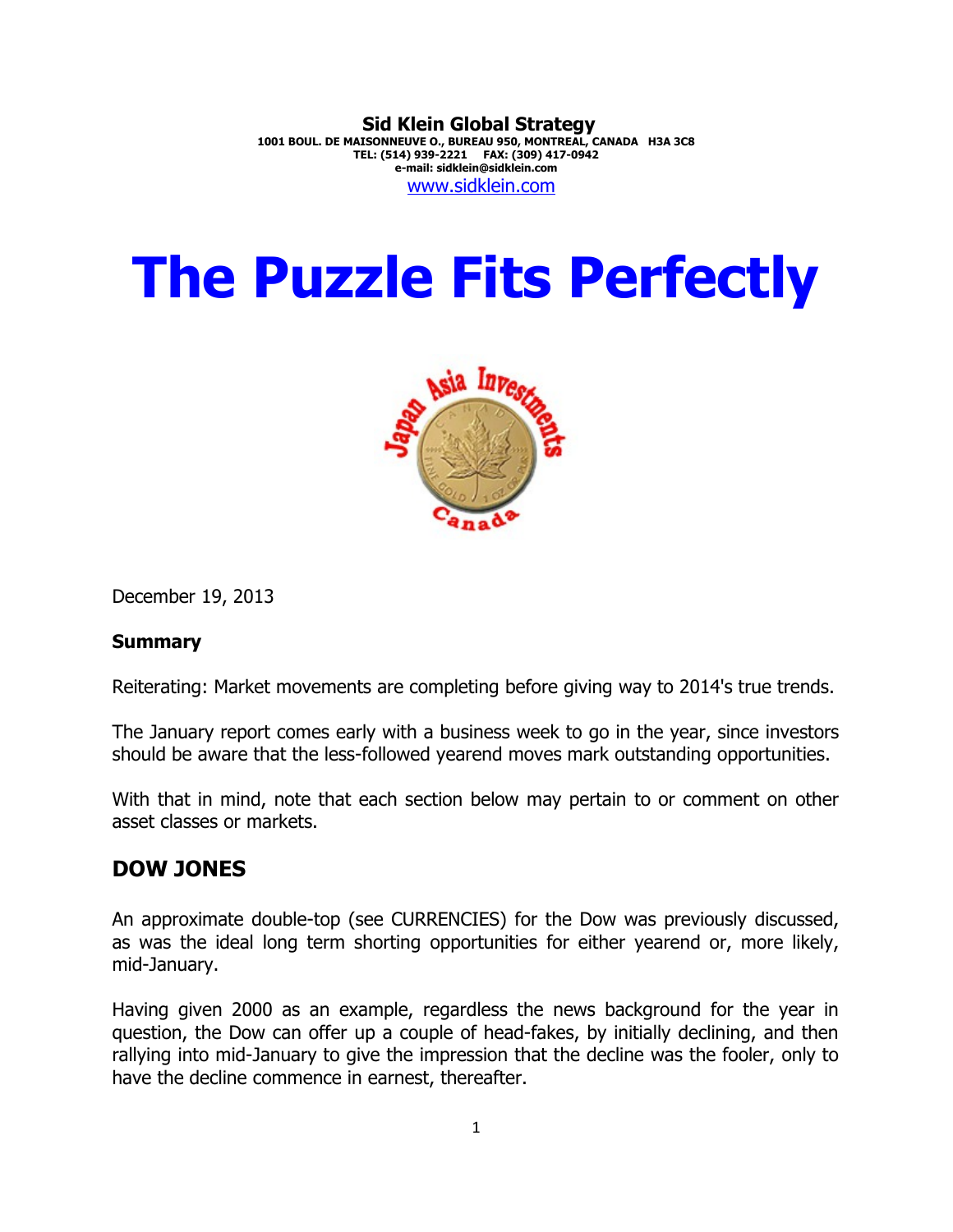**Sid Klein Global Strategy**
**1001 BOUL. DE MAISONNEUVE O., BUREAU 950, MONTREAL, CANADA H3A 3C8**
**TEL: (514) 939-2221 FAX: (309) 417-0942**
**e-mail: sidklein@sidklein.com**
www.sidklein.com

# The Puzzle Fits Perfectly

December 19, 2013

**Summary**

Reiterating: Market movements are completing before giving way to 2014's true trends.

The January report comes early with a business week to go in the year, since investors should be aware that the less-followed yearend moves mark outstanding opportunities.

With that in mind, note that each section below may pertain to or comment on other asset classes or markets.

## DOW JONES

An approximate double-top (see CURRENCIES) for the Dow was previously discussed, as was the ideal long term shorting opportunities for either yearend or, more likely, mid-January.

Having given 2000 as an example, regardless the news background for the year in question, the Dow can offer up a couple of head-fakes, by initially declining, and then rallying into mid-January to give the impression that the decline was the fooler, only to have the decline commence in earnest, thereafter.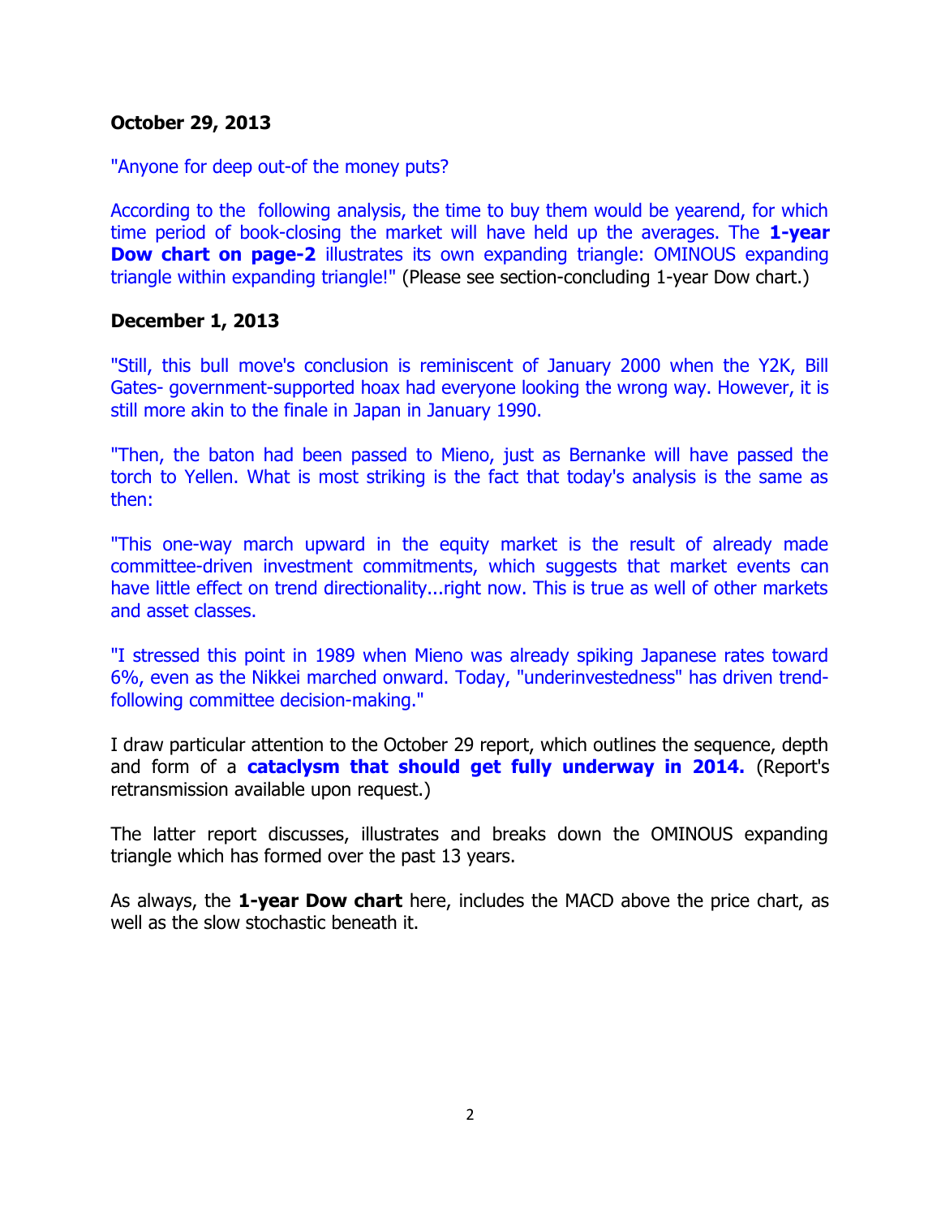**October 29, 2013**

"Anyone for deep out-of the money puts?

According to the following analysis, the time to buy them would be yearend, for which time period of book-closing the market will have held up the averages. The **1-year Dow chart on page-2** illustrates its own expanding triangle: OMINOUS expanding triangle within expanding triangle!" (Please see section-concluding 1-year Dow chart.)

**December 1, 2013**

"Still, this bull move's conclusion is reminiscent of January 2000 when the Y2K, Bill Gates- government-supported hoax had everyone looking the wrong way. However, it is still more akin to the finale in Japan in January 1990.

"Then, the baton had been passed to Mieno, just as Bernanke will have passed the torch to Yellen. What is most striking is the fact that today's analysis is the same as then:

"This one-way march upward in the equity market is the result of already made committee-driven investment commitments, which suggests that market events can have little effect on trend directionality...right now. This is true as well of other markets and asset classes.

"I stressed this point in 1989 when Mieno was already spiking Japanese rates toward 6%, even as the Nikkei marched onward. Today, "underinvestedness" has driven trend-following committee decision-making."

I draw particular attention to the October 29 report, which outlines the sequence, depth and form of a **cataclysm that should get fully underway in 2014.** (Report's retransmission available upon request.)

The latter report discusses, illustrates and breaks down the OMINOUS expanding triangle which has formed over the past 13 years.

As always, the **1-year Dow chart** here, includes the MACD above the price chart, as well as the slow stochastic beneath it.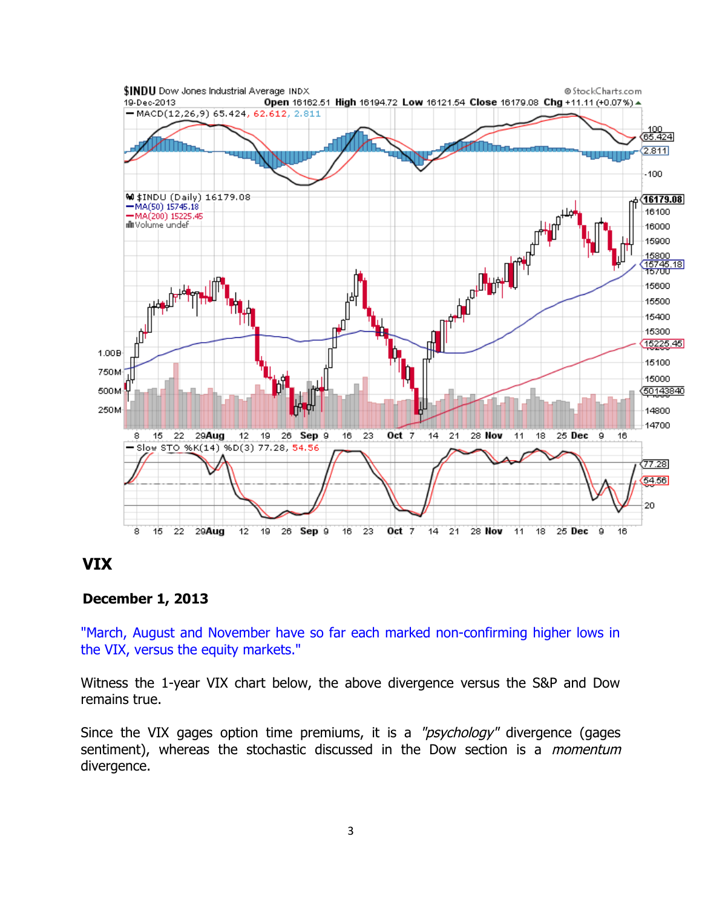## VIX

**December 1, 2013**

"March, August and November have so far each marked non-confirming higher lows in the VIX, versus the equity markets."

Witness the 1-year VIX chart below, the above divergence versus the S&P and Dow remains true.

Since the VIX gages option time premiums, it is a *"psychology"* divergence (gages sentiment), whereas the stochastic discussed in the Dow section is a *momentum* divergence.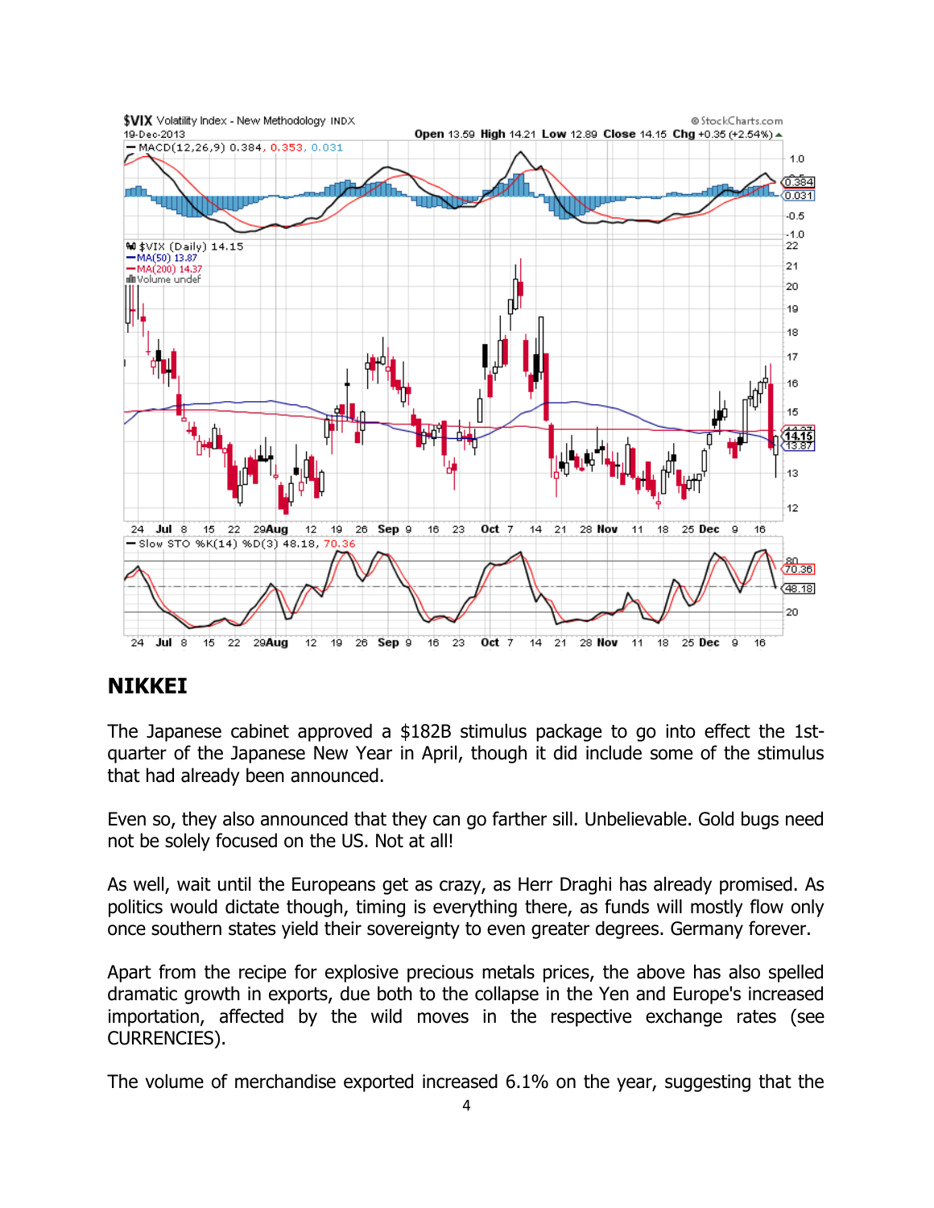## NIKKEI

The Japanese cabinet approved a $182B stimulus package to go into effect the 1st-quarter of the Japanese New Year in April, though it did include some of the stimulus that had already been announced.

Even so, they also announced that they can go farther sill. Unbelievable. Gold bugs need not be solely focused on the US. Not at all!

As well, wait until the Europeans get as crazy, as Herr Draghi has already promised. As politics would dictate though, timing is everything there, as funds will mostly flow only once southern states yield their sovereignty to even greater degrees. Germany forever.

Apart from the recipe for explosive precious metals prices, the above has also spelled dramatic growth in exports, due both to the collapse in the Yen and Europe's increased importation, affected by the wild moves in the respective exchange rates (see CURRENCIES).

The volume of merchandise exported increased 6.1% on the year, suggesting that the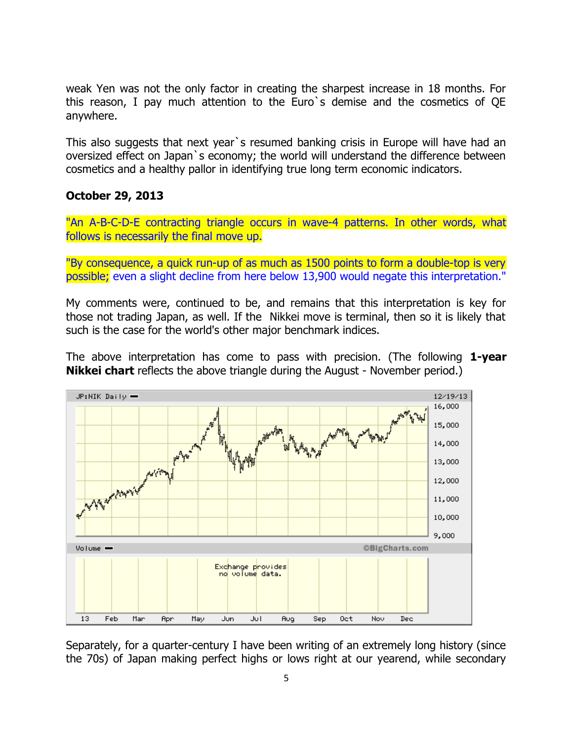weak Yen was not the only factor in creating the sharpest increase in 18 months. For this reason, I pay much attention to the Euro`s demise and the cosmetics of QE anywhere.

This also suggests that next year`s resumed banking crisis in Europe will have had an oversized effect on Japan`s economy; the world will understand the difference between cosmetics and a healthy pallor in identifying true long term economic indicators.

**October 29, 2013**

"An A-B-C-D-E contracting triangle occurs in wave-4 patterns. In other words, what follows is necessarily the final move up.

"By consequence, a quick run-up of as much as 1500 points to form a double-top is very possible; even a slight decline from here below 13,900 would negate this interpretation."

My comments were, continued to be, and remains that this interpretation is key for those not trading Japan, as well. If the Nikkei move is terminal, then so it is likely that such is the case for the world's other major benchmark indices.

The above interpretation has come to pass with precision. (The following **1-year Nikkei chart** reflects the above triangle during the August - November period.)

Separately, for a quarter-century I have been writing of an extremely long history (since the 70s) of Japan making perfect highs or lows right at our yearend, while secondary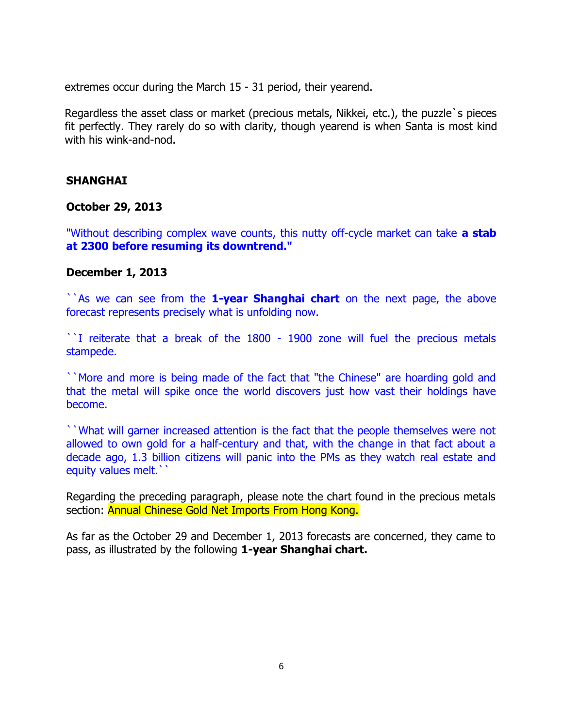extremes occur during the March 15 - 31 period, their yearend.

Regardless the asset class or market (precious metals, Nikkei, etc.), the puzzle`s pieces fit perfectly. They rarely do so with clarity, though yearend is when Santa is most kind with his wink-and-nod.

**SHANGHAI**

**October 29, 2013**

"Without describing complex wave counts, this nutty off-cycle market can take **a stab at 2300 before resuming its downtrend."**

**December 1, 2013**

``As we can see from the **1-year Shanghai chart** on the next page, the above forecast represents precisely what is unfolding now.

``I reiterate that a break of the 1800 - 1900 zone will fuel the precious metals stampede.

``More and more is being made of the fact that "the Chinese" are hoarding gold and that the metal will spike once the world discovers just how vast their holdings have become.

``What will garner increased attention is the fact that the people themselves were not allowed to own gold for a half-century and that, with the change in that fact about a decade ago, 1.3 billion citizens will panic into the PMs as they watch real estate and equity values melt.``

Regarding the preceding paragraph, please note the chart found in the precious metals section: Annual Chinese Gold Net Imports From Hong Kong.

As far as the October 29 and December 1, 2013 forecasts are concerned, they came to pass, as illustrated by the following **1-year Shanghai chart.**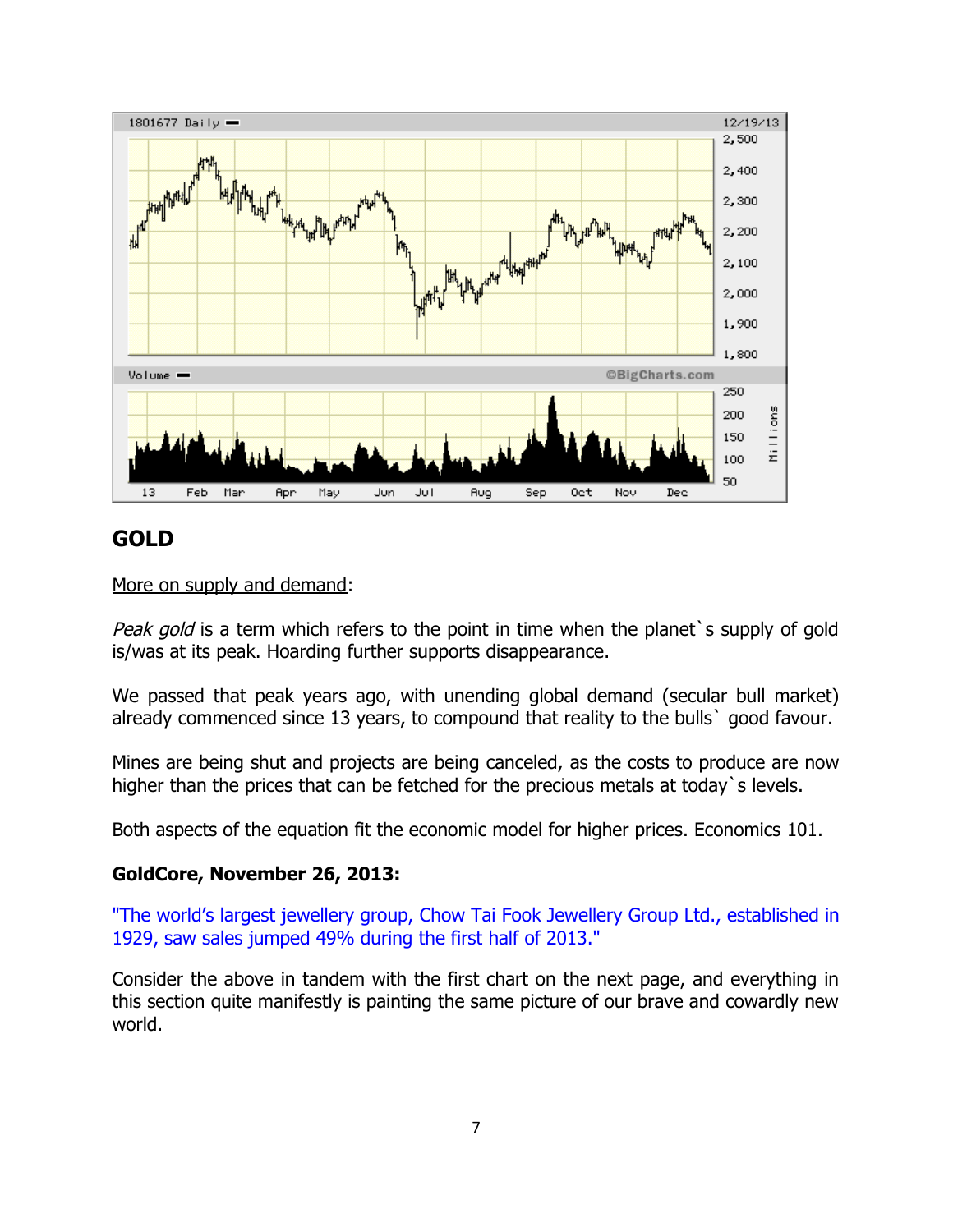## GOLD

More on supply and demand:

*Peak gold* is a term which refers to the point in time when the planet`s supply of gold is/was at its peak. Hoarding further supports disappearance.

We passed that peak years ago, with unending global demand (secular bull market) already commenced since 13 years, to compound that reality to the bulls` good favour.

Mines are being shut and projects are being canceled, as the costs to produce are now higher than the prices that can be fetched for the precious metals at today`s levels.

Both aspects of the equation fit the economic model for higher prices. Economics 101.

**GoldCore, November 26, 2013:**

"The world's largest jewellery group, Chow Tai Fook Jewellery Group Ltd., established in 1929, saw sales jumped 49% during the first half of 2013."

Consider the above in tandem with the first chart on the next page, and everything in this section quite manifestly is painting the same picture of our brave and cowardly new world.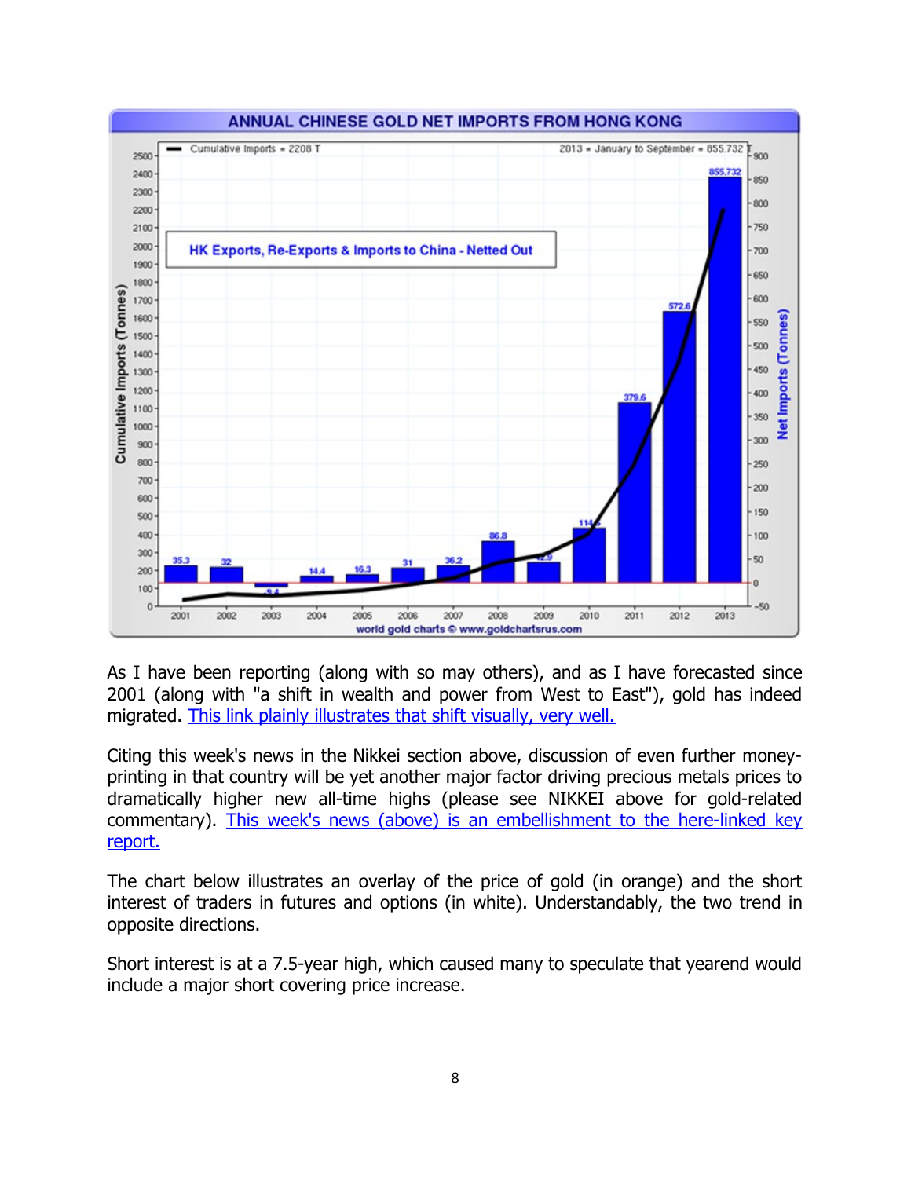As I have been reporting (along with so may others), and as I have forecasted since 2001 (along with "a shift in wealth and power from West to East"), gold has indeed migrated. [This link plainly illustrates that shift visually, very well.]

Citing this week's news in the Nikkei section above, discussion of even further money-printing in that country will be yet another major factor driving precious metals prices to dramatically higher new all-time highs (please see NIKKEI above for gold-related commentary). [This week's news (above) is an embellishment to the here-linked key report.]

The chart below illustrates an overlay of the price of gold (in orange) and the short interest of traders in futures and options (in white). Understandably, the two trend in opposite directions.

Short interest is at a 7.5-year high, which caused many to speculate that yearend would include a major short covering price increase.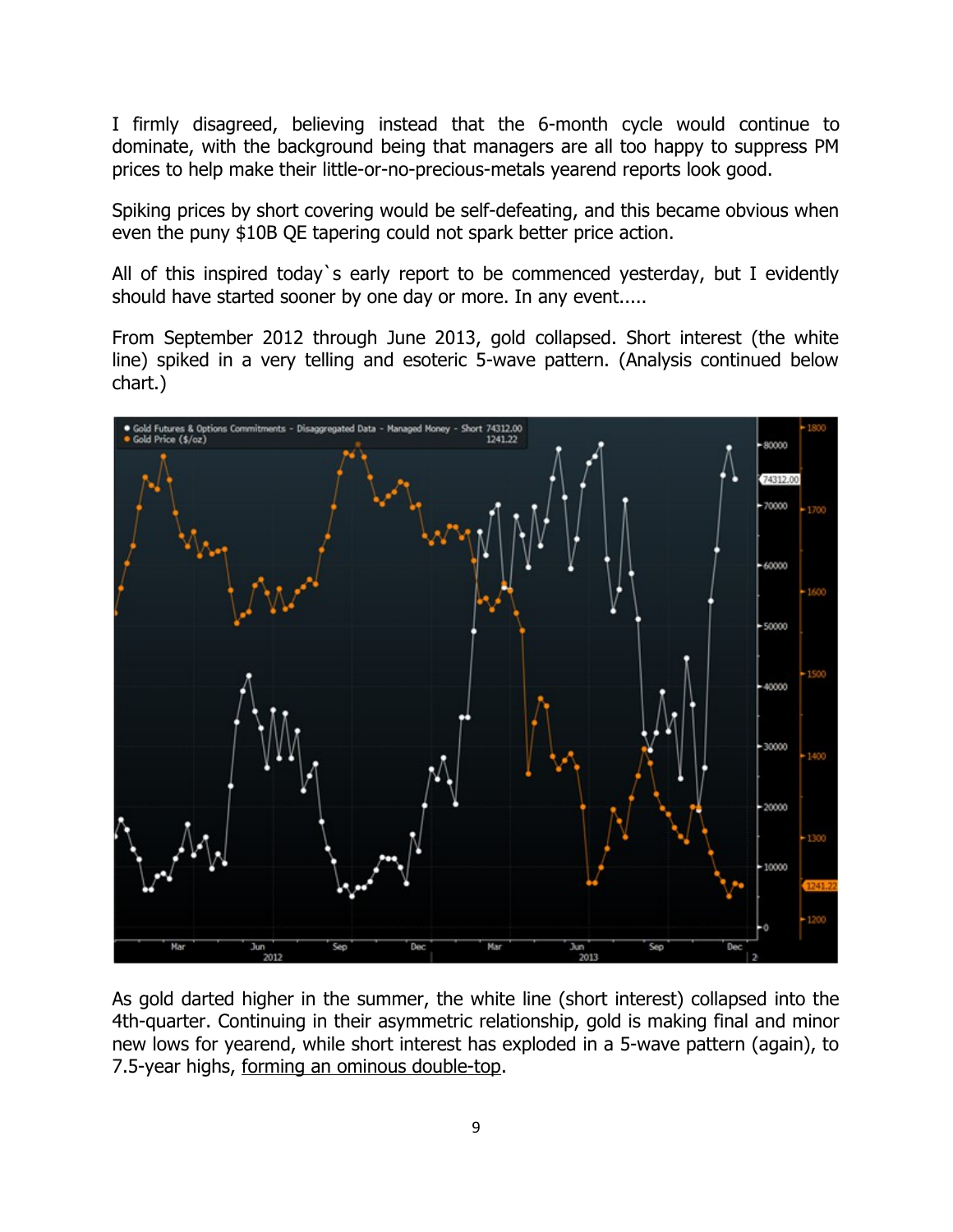I firmly disagreed, believing instead that the 6-month cycle would continue to dominate, with the background being that managers are all too happy to suppress PM prices to help make their little-or-no-precious-metals yearend reports look good.

Spiking prices by short covering would be self-defeating, and this became obvious when even the puny $10B QE tapering could not spark better price action.

All of this inspired today`s early report to be commenced yesterday, but I evidently should have started sooner by one day or more. In any event.....

From September 2012 through June 2013, gold collapsed. Short interest (the white line) spiked in a very telling and esoteric 5-wave pattern. (Analysis continued below chart.)

As gold darted higher in the summer, the white line (short interest) collapsed into the 4th-quarter. Continuing in their asymmetric relationship, gold is making final and minor new lows for yearend, while short interest has exploded in a 5-wave pattern (again), to 7.5-year highs, forming an ominous double-top.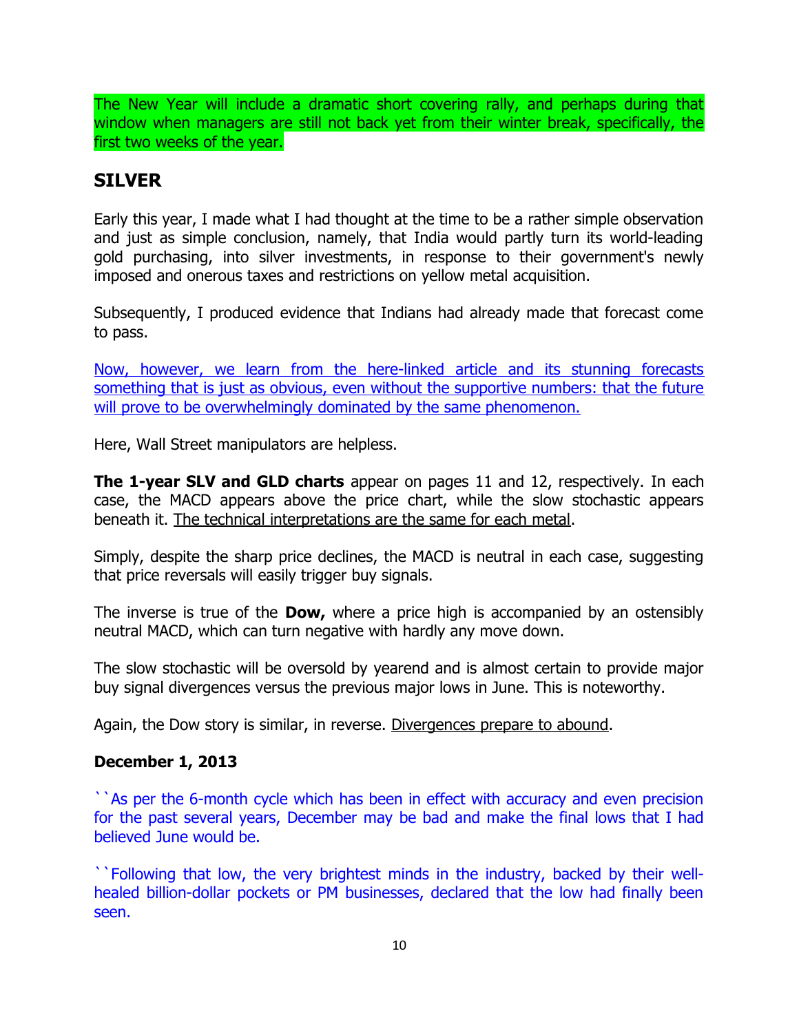The New Year will include a dramatic short covering rally, and perhaps during that window when managers are still not back yet from their winter break, specifically, the first two weeks of the year.

## SILVER

Early this year, I made what I had thought at the time to be a rather simple observation and just as simple conclusion, namely, that India would partly turn its world-leading gold purchasing, into silver investments, in response to their government's newly imposed and onerous taxes and restrictions on yellow metal acquisition.

Subsequently, I produced evidence that Indians had already made that forecast come to pass.

Now, however, we learn from the here-linked article and its stunning forecasts something that is just as obvious, even without the supportive numbers: that the future will prove to be overwhelmingly dominated by the same phenomenon.

Here, Wall Street manipulators are helpless.

**The 1-year SLV and GLD charts** appear on pages 11 and 12, respectively. In each case, the MACD appears above the price chart, while the slow stochastic appears beneath it. The technical interpretations are the same for each metal.

Simply, despite the sharp price declines, the MACD is neutral in each case, suggesting that price reversals will easily trigger buy signals.

The inverse is true of the **Dow,** where a price high is accompanied by an ostensibly neutral MACD, which can turn negative with hardly any move down.

The slow stochastic will be oversold by yearend and is almost certain to provide major buy signal divergences versus the previous major lows in June. This is noteworthy.

Again, the Dow story is similar, in reverse. Divergences prepare to abound.

**December 1, 2013**

``As per the 6-month cycle which has been in effect with accuracy and even precision for the past several years, December may be bad and make the final lows that I had believed June would be.

``Following that low, the very brightest minds in the industry, backed by their well-healed billion-dollar pockets or PM businesses, declared that the low had finally been seen.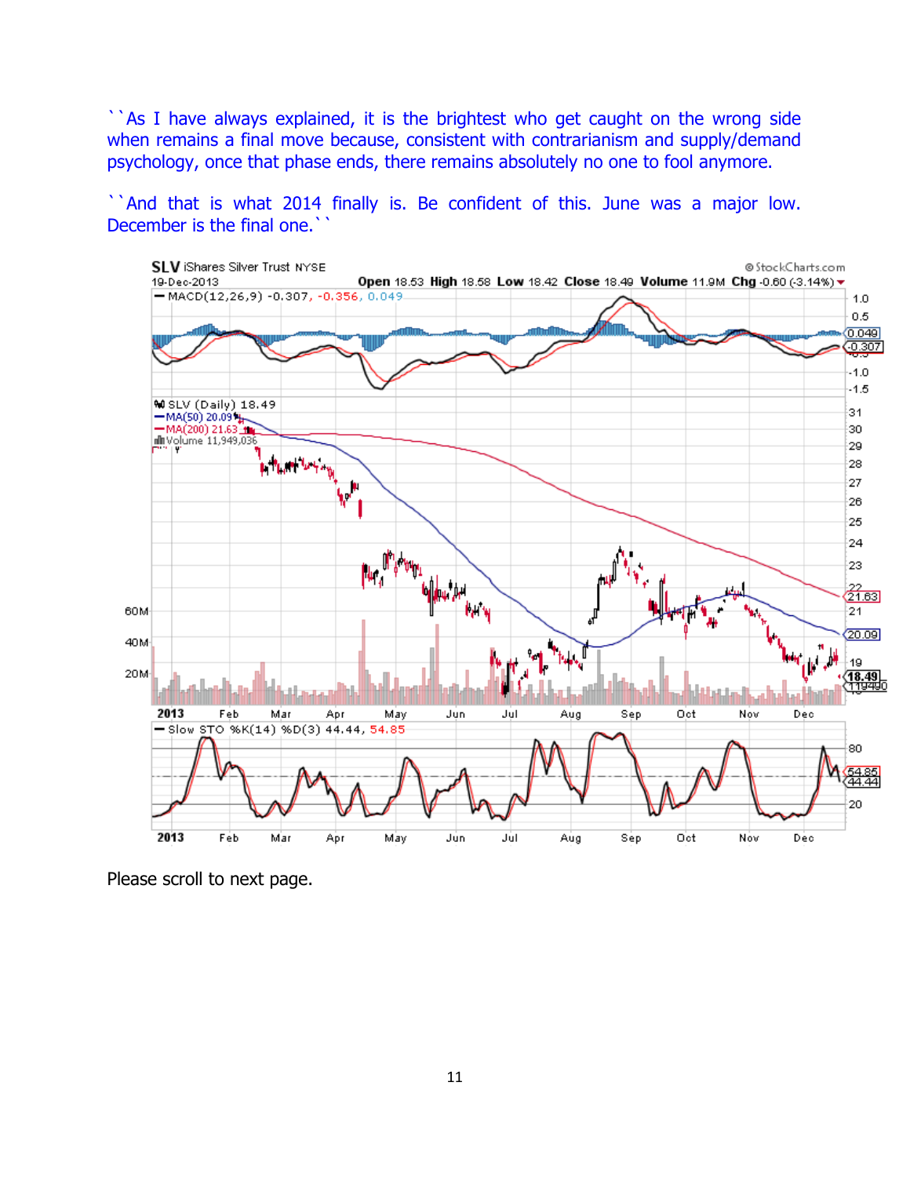``As I have always explained, it is the brightest who get caught on the wrong side when remains a final move because, consistent with contrarianism and supply/demand psychology, once that phase ends, there remains absolutely no one to fool anymore.

``And that is what 2014 finally is. Be confident of this. June was a major low. December is the final one.``

Please scroll to next page.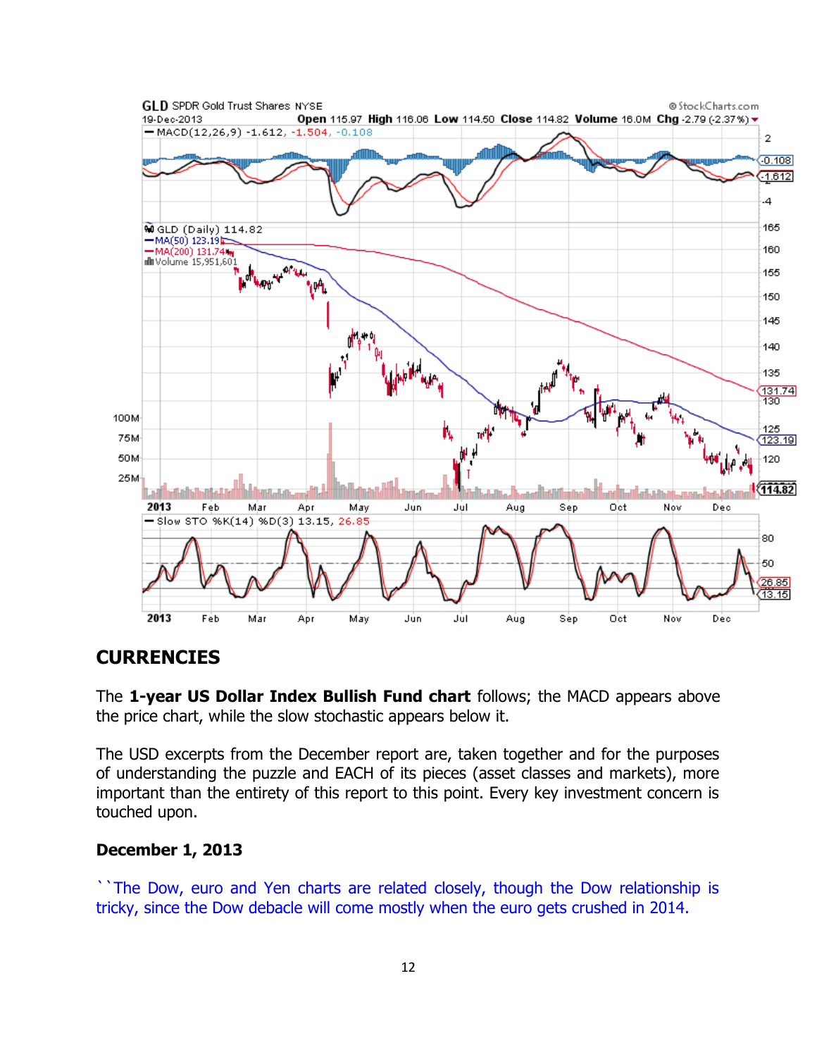## CURRENCIES

The **1-year US Dollar Index Bullish Fund chart** follows; the MACD appears above the price chart, while the slow stochastic appears below it.

The USD excerpts from the December report are, taken together and for the purposes of understanding the puzzle and EACH of its pieces (asset classes and markets), more important than the entirety of this report to this point. Every key investment concern is touched upon.

**December 1, 2013**

``The Dow, euro and Yen charts are related closely, though the Dow relationship is tricky, since the Dow debacle will come mostly when the euro gets crushed in 2014.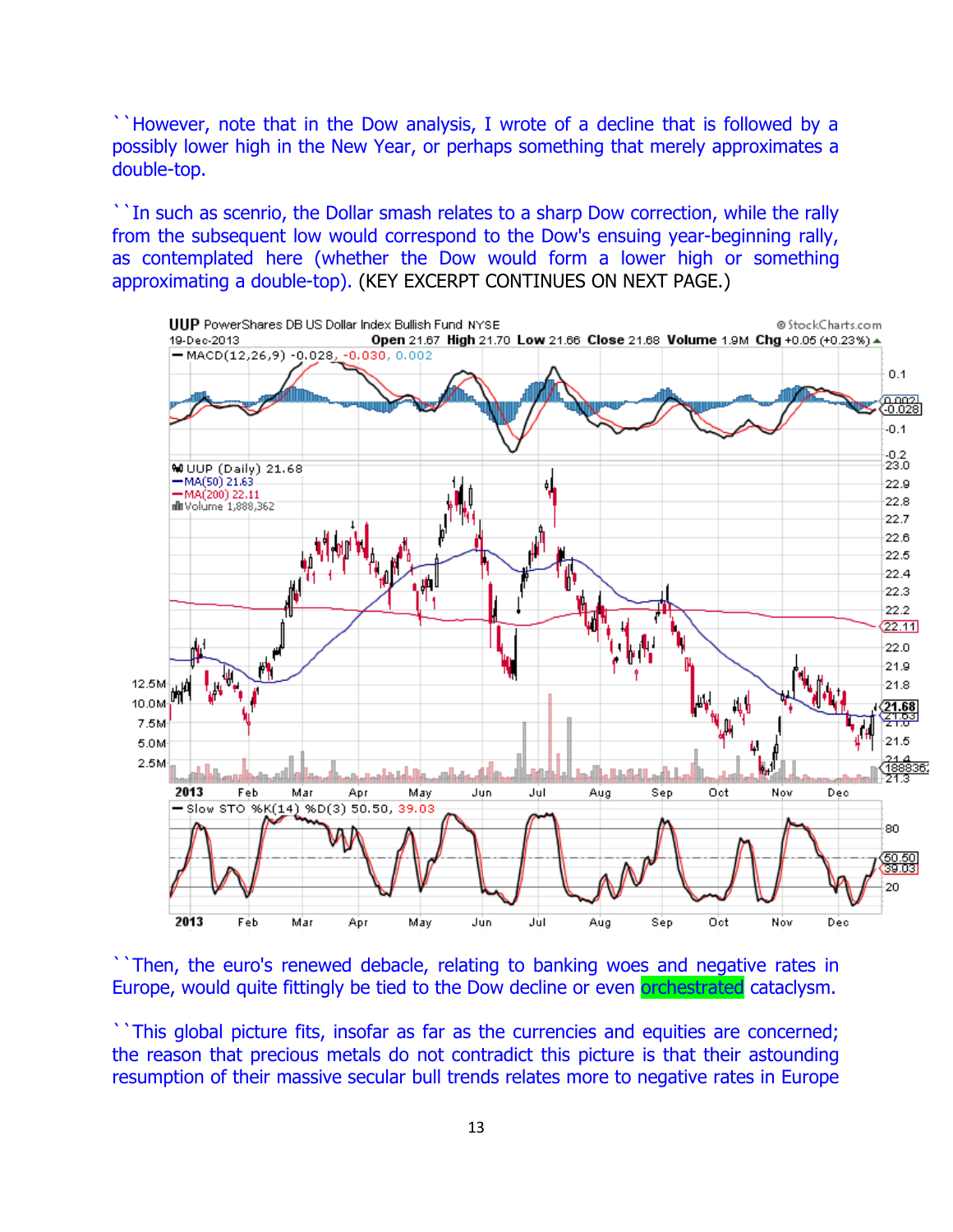``However, note that in the Dow analysis, I wrote of a decline that is followed by a possibly lower high in the New Year, or perhaps something that merely approximates a double-top.

``In such as scenrio, the Dollar smash relates to a sharp Dow correction, while the rally from the subsequent low would correspond to the Dow's ensuing year-beginning rally, as contemplated here (whether the Dow would form a lower high or something approximating a double-top). (KEY EXCERPT CONTINUES ON NEXT PAGE.)

``Then, the euro's renewed debacle, relating to banking woes and negative rates in Europe, would quite fittingly be tied to the Dow decline or even orchestrated cataclysm.

``This global picture fits, insofar as far as the currencies and equities are concerned; the reason that precious metals do not contradict this picture is that their astounding resumption of their massive secular bull trends relates more to negative rates in Europe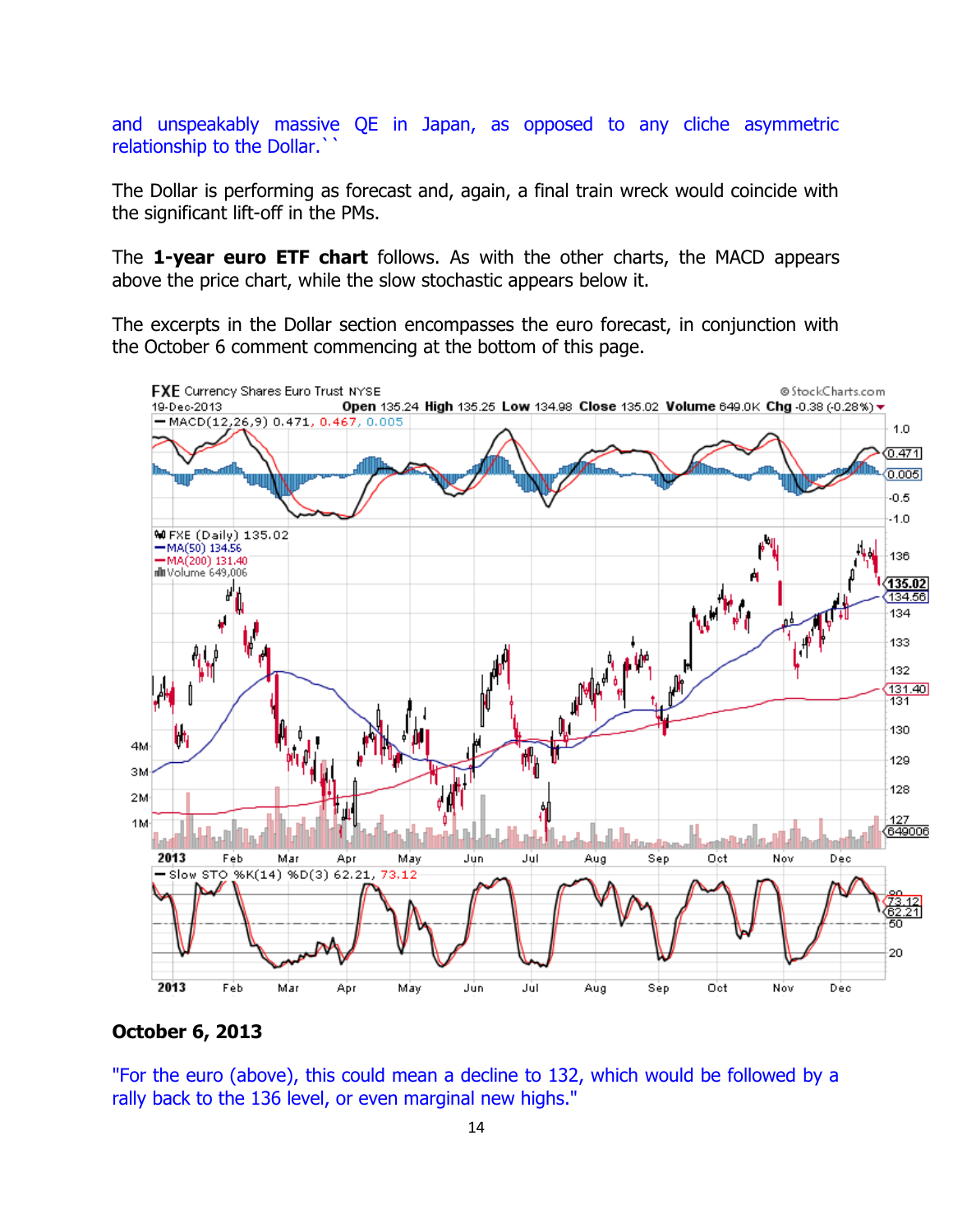and unspeakably massive QE in Japan, as opposed to any cliche asymmetric relationship to the Dollar.``

The Dollar is performing as forecast and, again, a final train wreck would coincide with the significant lift-off in the PMs.

The **1-year euro ETF chart** follows. As with the other charts, the MACD appears above the price chart, while the slow stochastic appears below it.

The excerpts in the Dollar section encompasses the euro forecast, in conjunction with the October 6 comment commencing at the bottom of this page.

**October 6, 2013**

"For the euro (above), this could mean a decline to 132, which would be followed by a rally back to the 136 level, or even marginal new highs."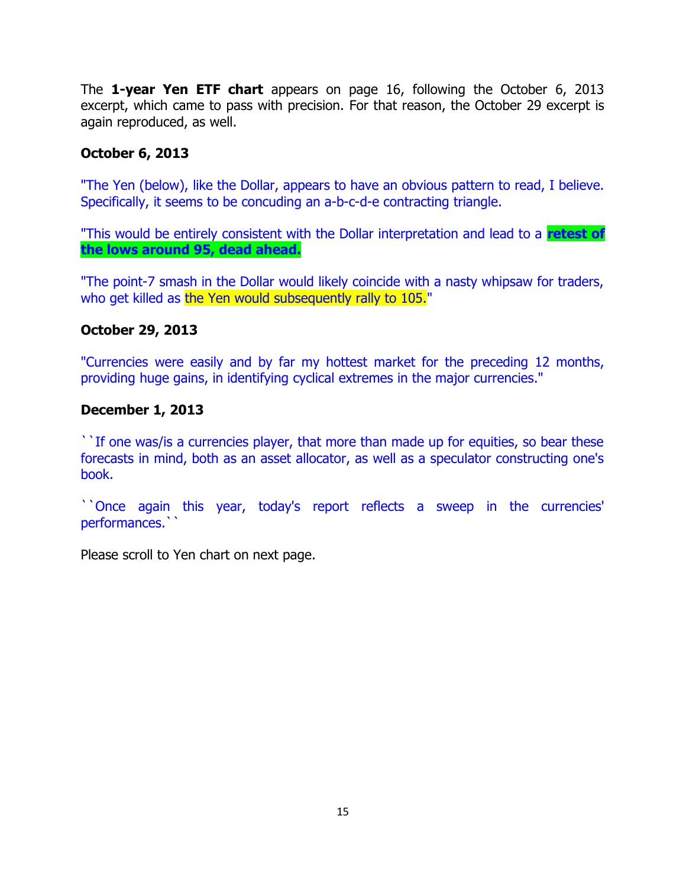The **1-year Yen ETF chart** appears on page 16, following the October 6, 2013 excerpt, which came to pass with precision. For that reason, the October 29 excerpt is again reproduced, as well.

**October 6, 2013**

"The Yen (below), like the Dollar, appears to have an obvious pattern to read, I believe. Specifically, it seems to be concuding an a-b-c-d-e contracting triangle.

"This would be entirely consistent with the Dollar interpretation and lead to a **retest of the lows around 95, dead ahead.**

"The point-7 smash in the Dollar would likely coincide with a nasty whipsaw for traders, who get killed as the Yen would subsequently rally to 105."

**October 29, 2013**

"Currencies were easily and by far my hottest market for the preceding 12 months, providing huge gains, in identifying cyclical extremes in the major currencies."

**December 1, 2013**

``If one was/is a currencies player, that more than made up for equities, so bear these forecasts in mind, both as an asset allocator, as well as a speculator constructing one's book.

``Once again this year, today's report reflects a sweep in the currencies' performances.``

Please scroll to Yen chart on next page.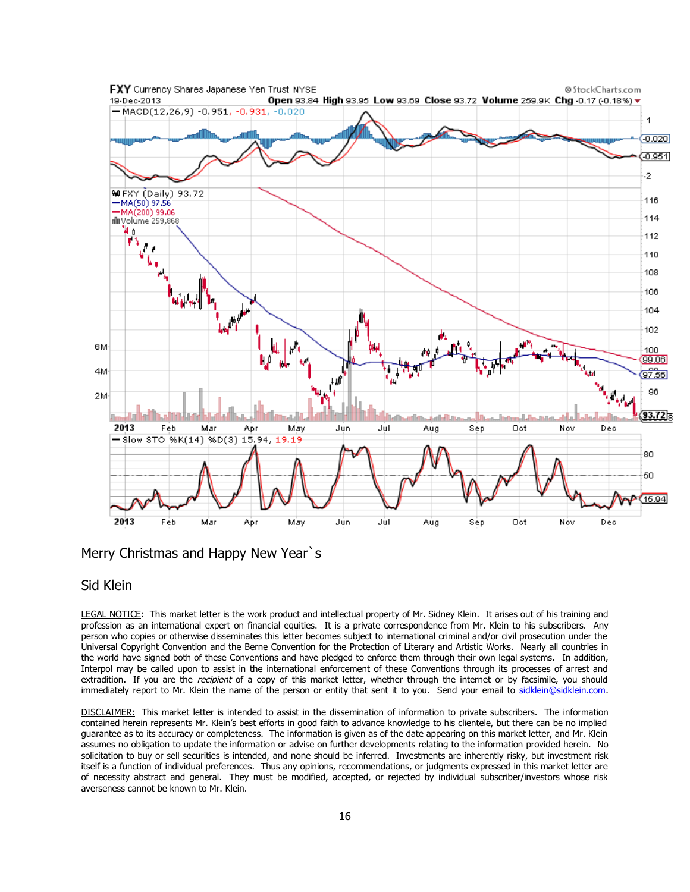FXY Currency Shares Japanese Yen Trust NYSE
@StockCharts.com
19-Dec-2013
Open 93.84 High 93.95 Low 93.69 Close 93.72 Volume 259.9K Chg -0.17 (-0.18%)
MACD(12,26,9) -0.951, -0.931, -0.020
1
-0.020
-0.951
-2
FXY (Daily) 93.72
MA(50) 97.56
MA(200) 99.06
Volume 259,868
116
114
112
110
108
106
104
102
100
99.06
97.56
96
93.72
6M
4M
2M
2013 Feb Mar Apr May Jun Jul Aug Sep Oct Nov Dec
Slow STO %K(14) %D(3) 15.94, 19.19
80
50
15.94
2013 Feb Mar Apr May Jun Jul Aug Sep Oct Nov Dec

Merry Christmas and Happy New Year`s

Sid Klein

LEGAL NOTICE: This market letter is the work product and intellectual property of Mr. Sidney Klein. It arises out of his training and profession as an international expert on financial equities. It is a private correspondence from Mr. Klein to his subscribers. Any person who copies or otherwise disseminates this letter becomes subject to international criminal and/or civil prosecution under the Universal Copyright Convention and the Berne Convention for the Protection of Literary and Artistic Works. Nearly all countries in the world have signed both of these Conventions and have pledged to enforce them through their own legal systems. In addition, Interpol may be called upon to assist in the international enforcement of these Conventions through its processes of arrest and extradition. If you are the *recipient* of a copy of this market letter, whether through the internet or by facsimile, you should immediately report to Mr. Klein the name of the person or entity that sent it to you. Send your email to sidklein@sidklein.com.

DISCLAIMER: This market letter is intended to assist in the dissemination of information to private subscribers. The information contained herein represents Mr. Klein's best efforts in good faith to advance knowledge to his clientele, but there can be no implied guarantee as to its accuracy or completeness. The information is given as of the date appearing on this market letter, and Mr. Klein assumes no obligation to update the information or advise on further developments relating to the information provided herein. No solicitation to buy or sell securities is intended, and none should be inferred. Investments are inherently risky, but investment risk itself is a function of individual preferences. Thus any opinions, recommendations, or judgments expressed in this market letter are of necessity abstract and general. They must be modified, accepted, or rejected by individual subscriber/investors whose risk averseness cannot be known to Mr. Klein.